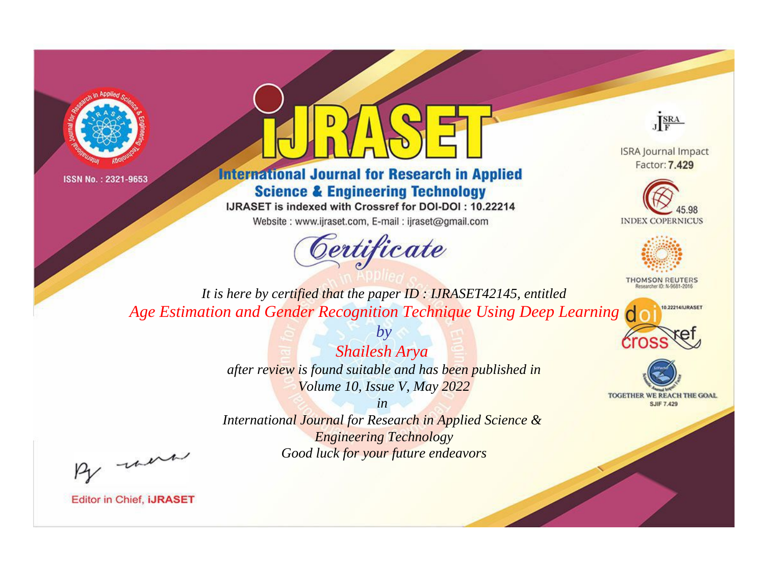ISSN No. : 2321-9653

# IJRASET

## International Journal for Research in Applied Science & Engineering Technology

IJRASET is indexed with Crossref for DOI-DOI : 10.22214

Website : www.ijraset.com, E-mail : ijraset@gmail.com

ISRA Journal Impact Factor: **7.429**

45.98 INDEX COPERNICUS

THOMSON REUTERS Researcher ID: N-9681-2016

10.22214/IJRASET

TOGETHER WE REACH THE GOAL SJIF 7.429

# *Certificate*

*It is here by certified that the paper ID : IJRASET42145, entitled*

*Age Estimation and Gender Recognition Technique Using Deep Learning*

*by*

*Shailesh Arya*

*after review is found suitable and has been published in*

*Volume 10, Issue V, May 2022*

*in*

*International Journal for Research in Applied Science & Engineering Technology*

*Good luck for your future endeavors*

Editor in Chief, **iJRASET**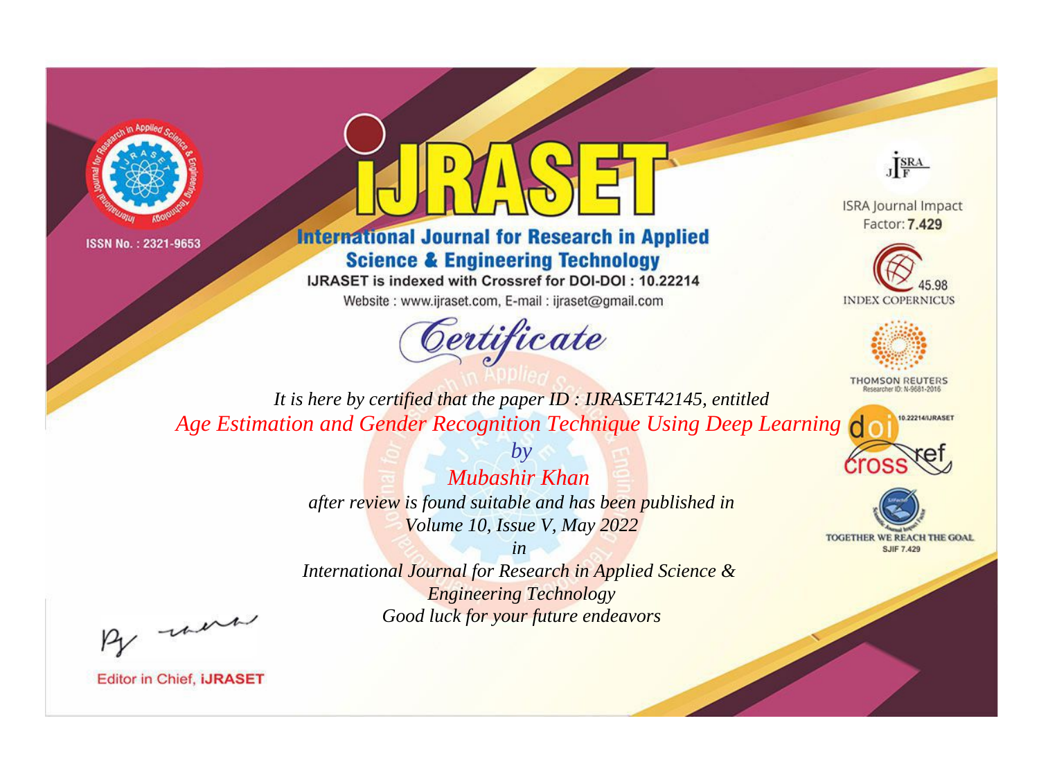ISSN No. : 2321-9653

# iJRASET

## International Journal for Research in Applied Science & Engineering Technology

IJRASET is indexed with Crossref for DOI-DOI : 10.22214

Website : www.ijraset.com, E-mail : ijraset@gmail.com

ISRA Journal Impact Factor: **7.429**

45.98 INDEX COPERNICUS

THOMSON REUTERS Researcher ID: N-9681-2016

10.22214/IJRASET

TOGETHER WE REACH THE GOAL SJIF 7.429

# *Certificate*

*It is here by certified that the paper ID : IJRASET42145, entitled*

*Age Estimation and Gender Recognition Technique Using Deep Learning*

*by*

*Mubashir Khan*

*after review is found suitable and has been published in*

*Volume 10, Issue V, May 2022*

*in*

*International Journal for Research in Applied Science & Engineering Technology*

*Good luck for your future endeavors*

Editor in Chief, **iJRASET**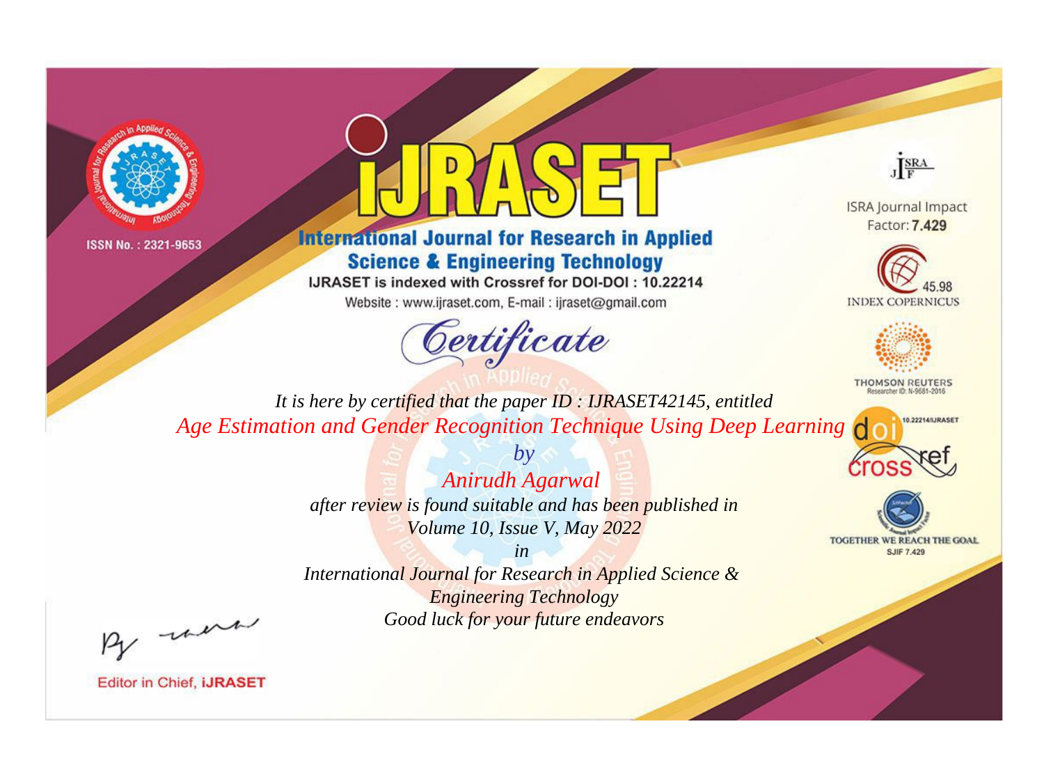ISSN No. : 2321-9653

# iJRASET

## International Journal for Research in Applied Science & Engineering Technology

IJRASET is indexed with Crossref for DOI-DOI : 10.22214

Website : www.ijraset.com, E-mail : ijraset@gmail.com

ISRA Journal Impact Factor: **7.429**

45.98 INDEX COPERNICUS

THOMSON REUTERS Researcher ID: N-9681-2016

10.22214/IJRASET

TOGETHER WE REACH THE GOAL SJIF 7.429

# *Certificate*

*It is here by certified that the paper ID : IJRASET42145, entitled*

*Age Estimation and Gender Recognition Technique Using Deep Learning*

*by*

*Anirudh Agarwal*

*after review is found suitable and has been published in*

*Volume 10, Issue V, May 2022*

*in*

*International Journal for Research in Applied Science & Engineering Technology*

*Good luck for your future endeavors*

Editor in Chief, **iJRASET**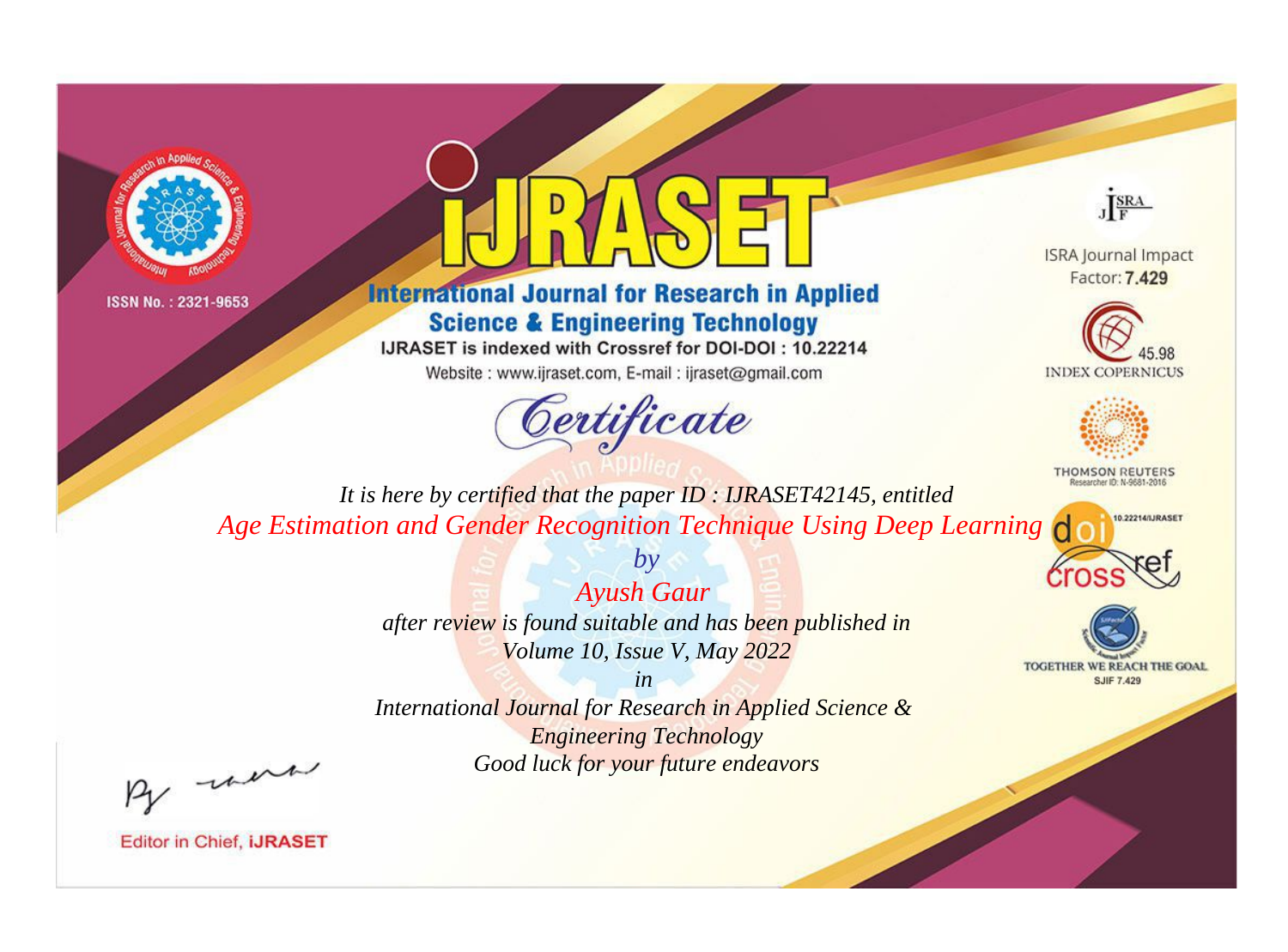ISSN No. : 2321-9653

# IJRASET

## International Journal for Research in Applied Science & Engineering Technology

IJRASET is indexed with Crossref for DOI-DOI : 10.22214

Website : www.ijraset.com, E-mail : ijraset@gmail.com

*Certificate*

*It is here by certified that the paper ID : IJRASET42145, entitled*

*Age Estimation and Gender Recognition Technique Using Deep Learning*

*by*

*Ayush Gaur*

*after review is found suitable and has been published in*

*Volume 10, Issue V, May 2022*

*in*

*International Journal for Research in Applied Science & Engineering Technology*

*Good luck for your future endeavors*

ISRA Journal Impact Factor: **7.429**

45.98 INDEX COPERNICUS

THOMSON REUTERS Researcher ID: N-9681-2016

10.22214/IJRASET

TOGETHER WE REACH THE GOAL SJIF 7.429

Editor in Chief, **iJRASET**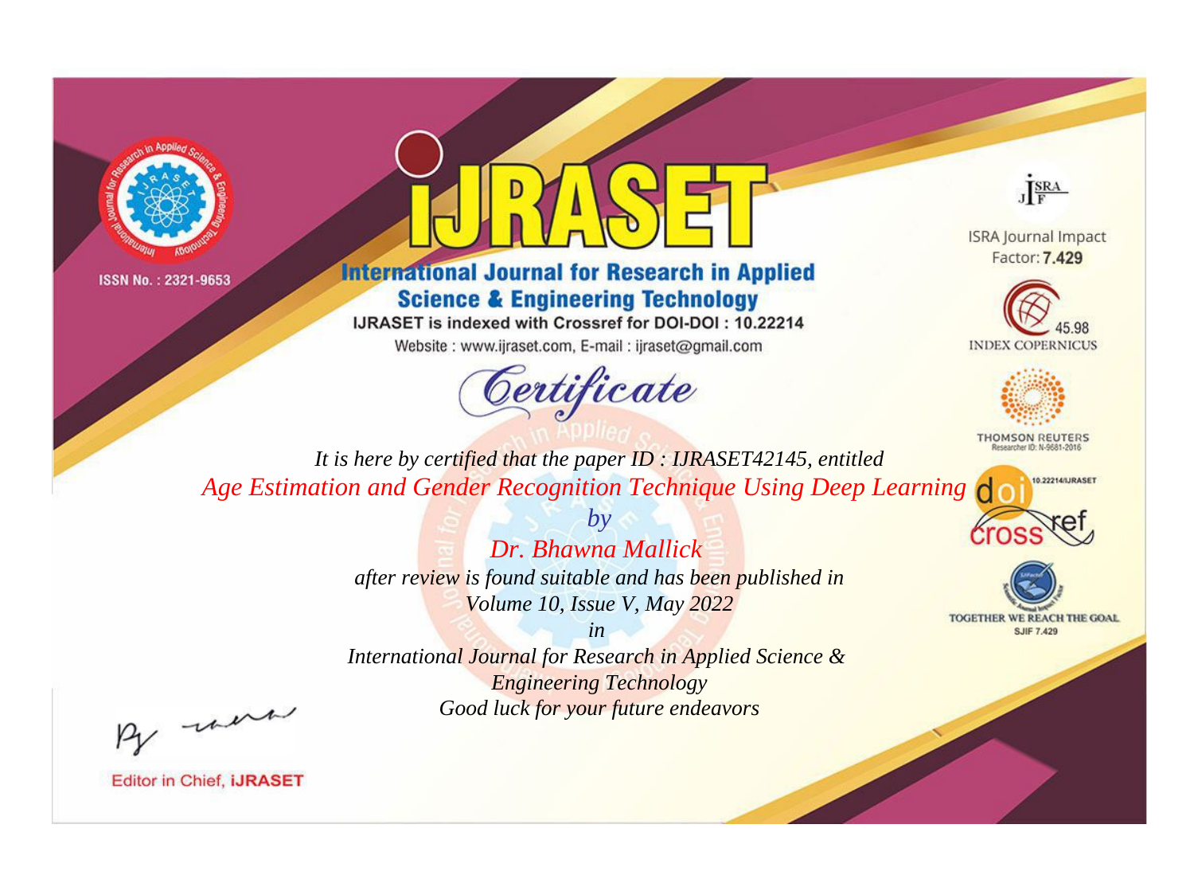ISSN No. : 2321-9653

# iJRASET

## International Journal for Research in Applied Science & Engineering Technology

IJRASET is indexed with Crossref for DOI-DOI : 10.22214

Website : www.ijraset.com, E-mail : ijraset@gmail.com

*Certificate*

*It is here by certified that the paper ID : IJRASET42145, entitled*

*Age Estimation and Gender Recognition Technique Using Deep Learning*

*by*

*Dr. Bhawna Mallick*

*after review is found suitable and has been published in*

*Volume 10, Issue V, May 2022*

*in*

*International Journal for Research in Applied Science & Engineering Technology*

*Good luck for your future endeavors*

ISRA Journal Impact Factor: **7.429**

45.98 INDEX COPERNICUS

THOMSON REUTERS Researcher ID: N-9681-2016

10.22214/IJRASET

TOGETHER WE REACH THE GOAL SJIF 7.429

Editor in Chief, **iJRASET**